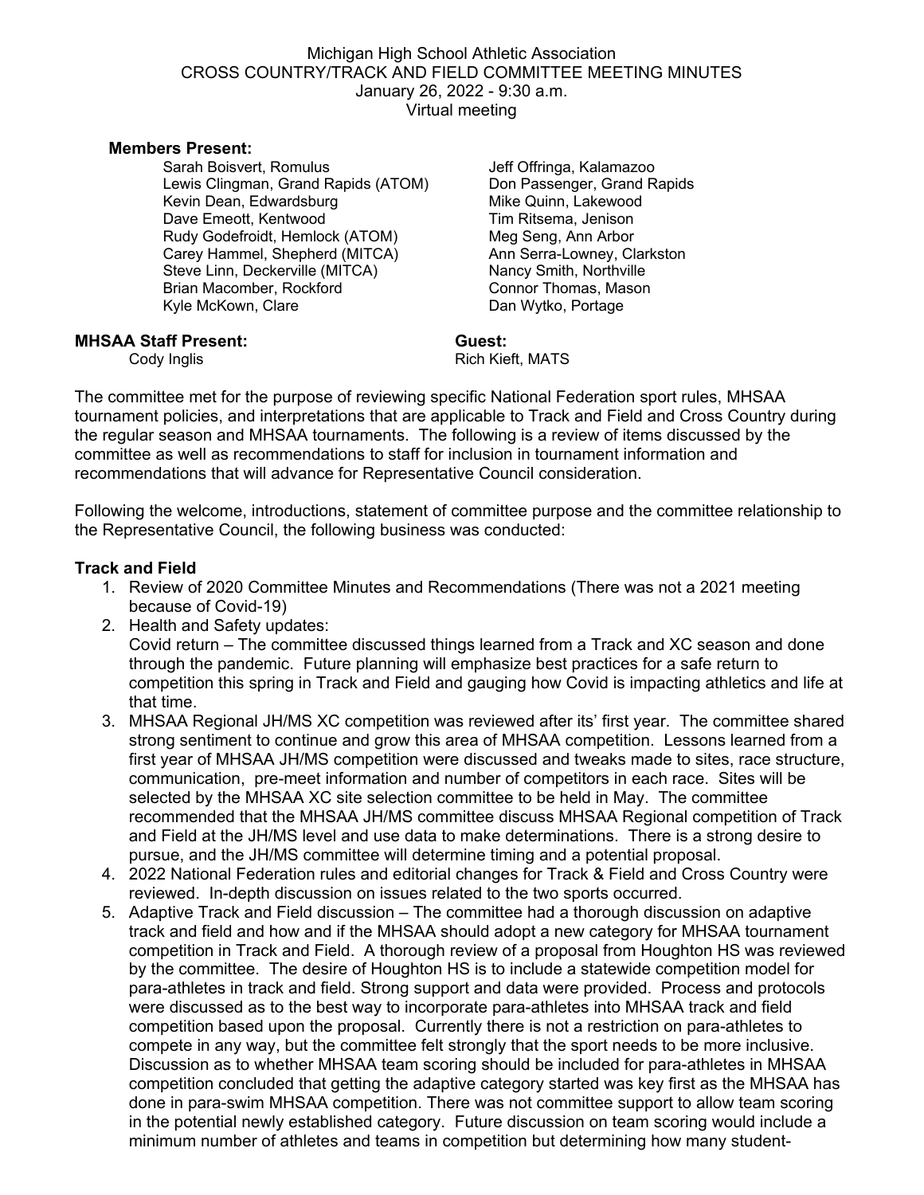Michigan High School Athletic Association
CROSS COUNTRY/TRACK AND FIELD COMMITTEE MEETING MINUTES
January 26, 2022 - 9:30 a.m.
Virtual meeting

**Members Present:**

Sarah Boisvert, Romulus
Lewis Clingman, Grand Rapids (ATOM)
Kevin Dean, Edwardsburg
Dave Emeott, Kentwood
Rudy Godefroidt, Hemlock (ATOM)
Carey Hammel, Shepherd (MITCA)
Steve Linn, Deckerville (MITCA)
Brian Macomber, Rockford
Kyle McKown, Clare
Jeff Offringa, Kalamazoo
Don Passenger, Grand Rapids
Mike Quinn, Lakewood
Tim Ritsema, Jenison
Meg Seng, Ann Arbor
Ann Serra-Lowney, Clarkston
Nancy Smith, Northville
Connor Thomas, Mason
Dan Wytko, Portage

**MHSAA Staff Present:**
Cody Inglis

**Guest:**
Rich Kieft, MATS

The committee met for the purpose of reviewing specific National Federation sport rules, MHSAA tournament policies, and interpretations that are applicable to Track and Field and Cross Country during the regular season and MHSAA tournaments. The following is a review of items discussed by the committee as well as recommendations to staff for inclusion in tournament information and recommendations that will advance for Representative Council consideration.

Following the welcome, introductions, statement of committee purpose and the committee relationship to the Representative Council, the following business was conducted:

**Track and Field**

1. Review of 2020 Committee Minutes and Recommendations (There was not a 2021 meeting because of Covid-19)
2. Health and Safety updates:
   Covid return – The committee discussed things learned from a Track and XC season and done through the pandemic. Future planning will emphasize best practices for a safe return to competition this spring in Track and Field and gauging how Covid is impacting athletics and life at that time.
3. MHSAA Regional JH/MS XC competition was reviewed after its' first year. The committee shared strong sentiment to continue and grow this area of MHSAA competition. Lessons learned from a first year of MHSAA JH/MS competition were discussed and tweaks made to sites, race structure, communication, pre-meet information and number of competitors in each race. Sites will be selected by the MHSAA XC site selection committee to be held in May. The committee recommended that the MHSAA JH/MS committee discuss MHSAA Regional competition of Track and Field at the JH/MS level and use data to make determinations. There is a strong desire to pursue, and the JH/MS committee will determine timing and a potential proposal.
4. 2022 National Federation rules and editorial changes for Track & Field and Cross Country were reviewed. In-depth discussion on issues related to the two sports occurred.
5. Adaptive Track and Field discussion – The committee had a thorough discussion on adaptive track and field and how and if the MHSAA should adopt a new category for MHSAA tournament competition in Track and Field. A thorough review of a proposal from Houghton HS was reviewed by the committee. The desire of Houghton HS is to include a statewide competition model for para-athletes in track and field. Strong support and data were provided. Process and protocols were discussed as to the best way to incorporate para-athletes into MHSAA track and field competition based upon the proposal. Currently there is not a restriction on para-athletes to compete in any way, but the committee felt strongly that the sport needs to be more inclusive. Discussion as to whether MHSAA team scoring should be included for para-athletes in MHSAA competition concluded that getting the adaptive category started was key first as the MHSAA has done in para-swim MHSAA competition. There was not committee support to allow team scoring in the potential newly established category. Future discussion on team scoring would include a minimum number of athletes and teams in competition but determining how many student-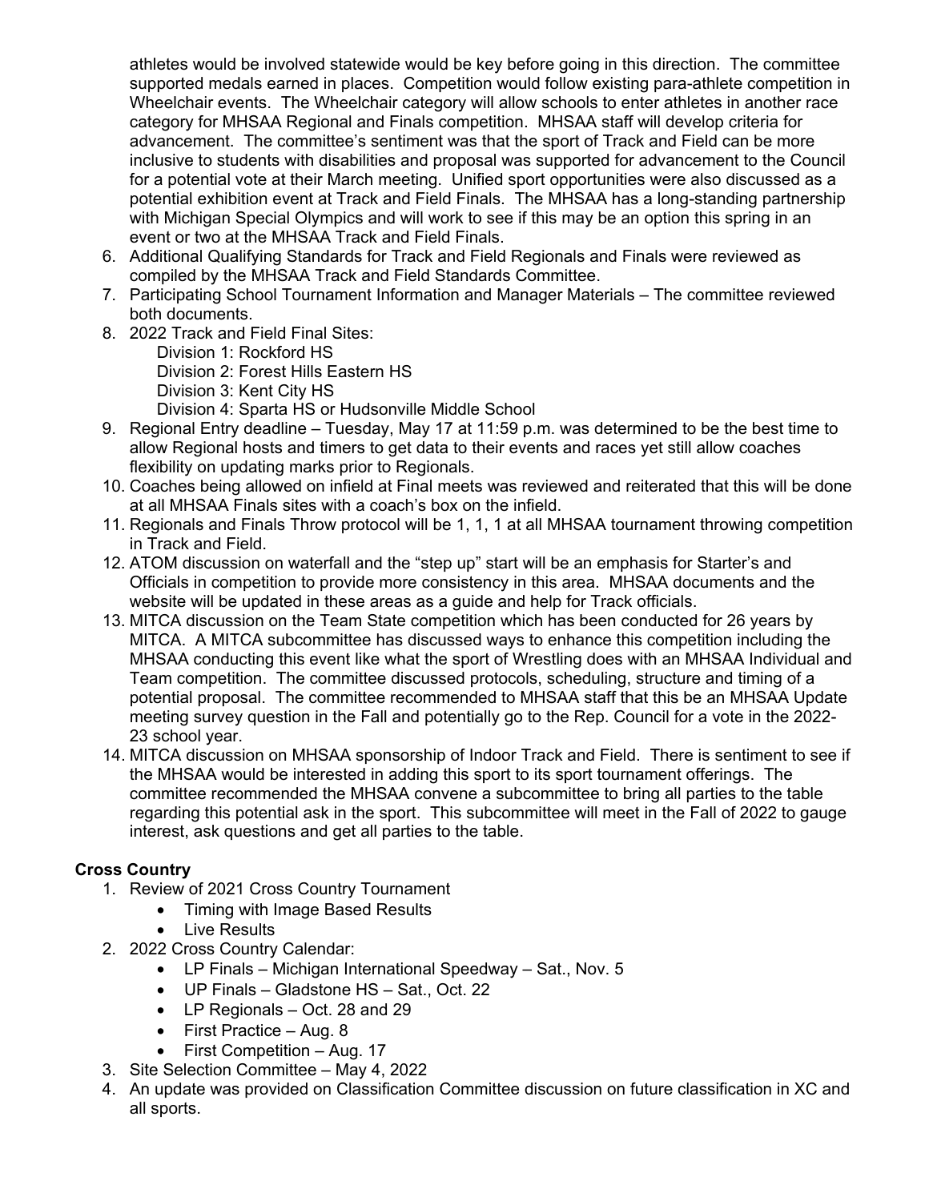athletes would be involved statewide would be key before going in this direction. The committee supported medals earned in places. Competition would follow existing para-athlete competition in Wheelchair events. The Wheelchair category will allow schools to enter athletes in another race category for MHSAA Regional and Finals competition. MHSAA staff will develop criteria for advancement. The committee's sentiment was that the sport of Track and Field can be more inclusive to students with disabilities and proposal was supported for advancement to the Council for a potential vote at their March meeting. Unified sport opportunities were also discussed as a potential exhibition event at Track and Field Finals. The MHSAA has a long-standing partnership with Michigan Special Olympics and will work to see if this may be an option this spring in an event or two at the MHSAA Track and Field Finals.

6. Additional Qualifying Standards for Track and Field Regionals and Finals were reviewed as compiled by the MHSAA Track and Field Standards Committee.
7. Participating School Tournament Information and Manager Materials – The committee reviewed both documents.
8. 2022 Track and Field Final Sites:
   - Division 1: Rockford HS
   - Division 2: Forest Hills Eastern HS
   - Division 3: Kent City HS
   - Division 4: Sparta HS or Hudsonville Middle School
9. Regional Entry deadline – Tuesday, May 17 at 11:59 p.m. was determined to be the best time to allow Regional hosts and timers to get data to their events and races yet still allow coaches flexibility on updating marks prior to Regionals.
10. Coaches being allowed on infield at Final meets was reviewed and reiterated that this will be done at all MHSAA Finals sites with a coach's box on the infield.
11. Regionals and Finals Throw protocol will be 1, 1, 1 at all MHSAA tournament throwing competition in Track and Field.
12. ATOM discussion on waterfall and the "step up" start will be an emphasis for Starter's and Officials in competition to provide more consistency in this area. MHSAA documents and the website will be updated in these areas as a guide and help for Track officials.
13. MITCA discussion on the Team State competition which has been conducted for 26 years by MITCA. A MITCA subcommittee has discussed ways to enhance this competition including the MHSAA conducting this event like what the sport of Wrestling does with an MHSAA Individual and Team competition. The committee discussed protocols, scheduling, structure and timing of a potential proposal. The committee recommended to MHSAA staff that this be an MHSAA Update meeting survey question in the Fall and potentially go to the Rep. Council for a vote in the 2022-23 school year.
14. MITCA discussion on MHSAA sponsorship of Indoor Track and Field. There is sentiment to see if the MHSAA would be interested in adding this sport to its sport tournament offerings. The committee recommended the MHSAA convene a subcommittee to bring all parties to the table regarding this potential ask in the sport. This subcommittee will meet in the Fall of 2022 to gauge interest, ask questions and get all parties to the table.

**Cross Country**

1. Review of 2021 Cross Country Tournament
   - Timing with Image Based Results
   - Live Results
2. 2022 Cross Country Calendar:
   - LP Finals – Michigan International Speedway – Sat., Nov. 5
   - UP Finals – Gladstone HS – Sat., Oct. 22
   - LP Regionals – Oct. 28 and 29
   - First Practice – Aug. 8
   - First Competition – Aug. 17
3. Site Selection Committee – May 4, 2022
4. An update was provided on Classification Committee discussion on future classification in XC and all sports.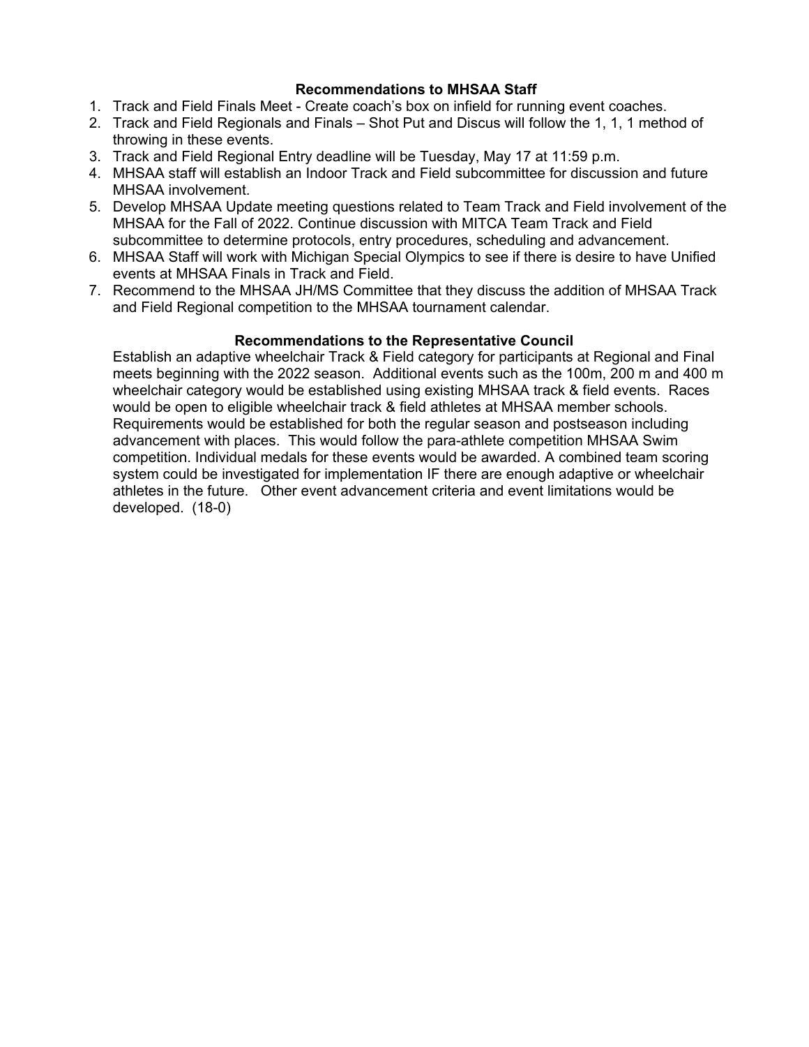### Recommendations to MHSAA Staff

1. Track and Field Finals Meet - Create coach's box on infield for running event coaches.
2. Track and Field Regionals and Finals – Shot Put and Discus will follow the 1, 1, 1 method of throwing in these events.
3. Track and Field Regional Entry deadline will be Tuesday, May 17 at 11:59 p.m.
4. MHSAA staff will establish an Indoor Track and Field subcommittee for discussion and future MHSAA involvement.
5. Develop MHSAA Update meeting questions related to Team Track and Field involvement of the MHSAA for the Fall of 2022. Continue discussion with MITCA Team Track and Field subcommittee to determine protocols, entry procedures, scheduling and advancement.
6. MHSAA Staff will work with Michigan Special Olympics to see if there is desire to have Unified events at MHSAA Finals in Track and Field.
7. Recommend to the MHSAA JH/MS Committee that they discuss the addition of MHSAA Track and Field Regional competition to the MHSAA tournament calendar.

### Recommendations to the Representative Council

Establish an adaptive wheelchair Track & Field category for participants at Regional and Final meets beginning with the 2022 season. Additional events such as the 100m, 200 m and 400 m wheelchair category would be established using existing MHSAA track & field events. Races would be open to eligible wheelchair track & field athletes at MHSAA member schools. Requirements would be established for both the regular season and postseason including advancement with places. This would follow the para-athlete competition MHSAA Swim competition. Individual medals for these events would be awarded. A combined team scoring system could be investigated for implementation IF there are enough adaptive or wheelchair athletes in the future. Other event advancement criteria and event limitations would be developed. (18-0)